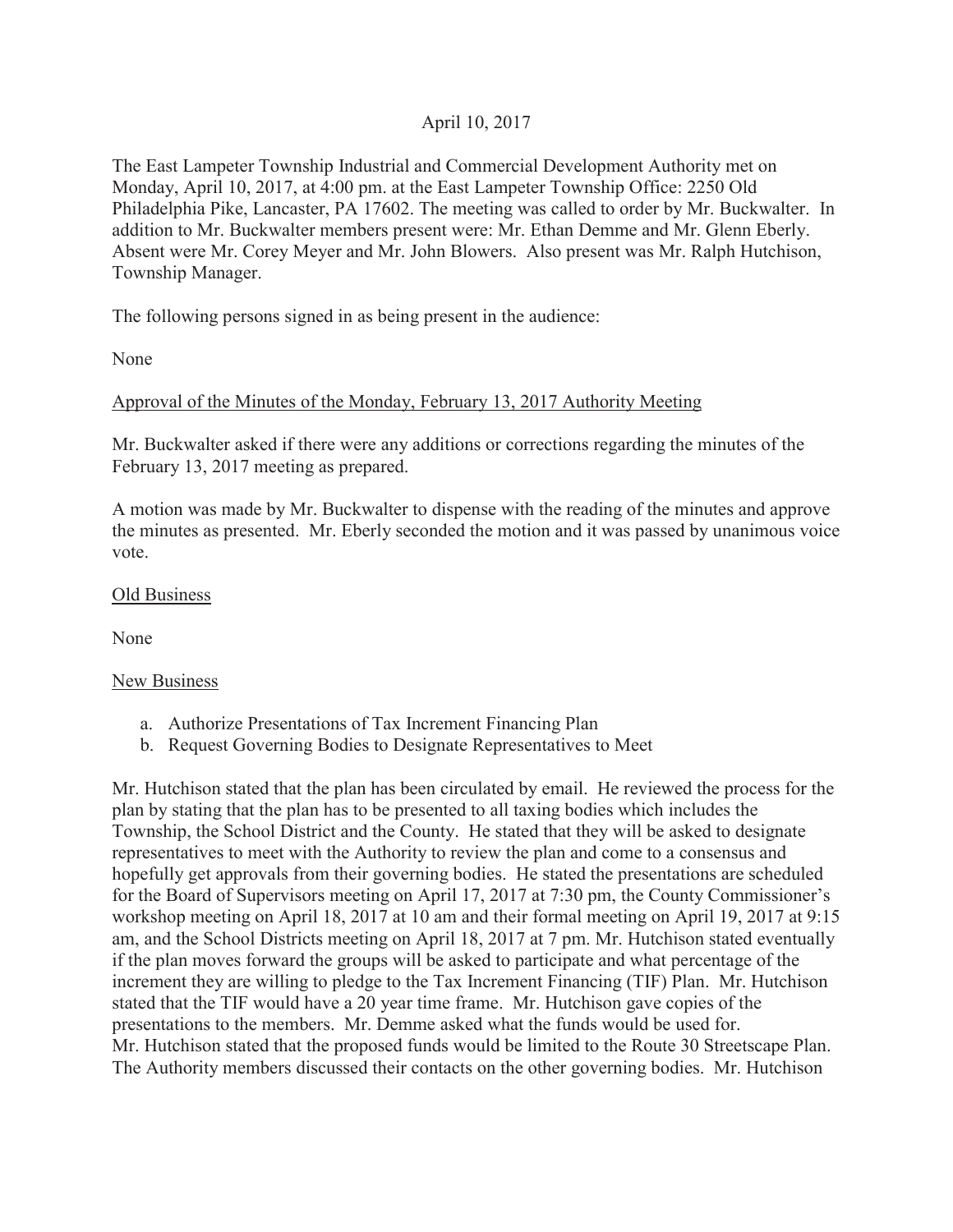April 10, 2017

The East Lampeter Township Industrial and Commercial Development Authority met on Monday, April 10, 2017, at 4:00 pm. at the East Lampeter Township Office: 2250 Old Philadelphia Pike, Lancaster, PA 17602. The meeting was called to order by Mr. Buckwalter. In addition to Mr. Buckwalter members present were: Mr. Ethan Demme and Mr. Glenn Eberly. Absent were Mr. Corey Meyer and Mr. John Blowers. Also present was Mr. Ralph Hutchison, Township Manager.

The following persons signed in as being present in the audience:

None

<u>Approval of the Minutes of the Monday, February 13, 2017 Authority Meeting</u>

Mr. Buckwalter asked if there were any additions or corrections regarding the minutes of the February 13, 2017 meeting as prepared.

A motion was made by Mr. Buckwalter to dispense with the reading of the minutes and approve the minutes as presented. Mr. Eberly seconded the motion and it was passed by unanimous voice vote.

<u>Old Business</u>

None

<u>New Business</u>

a. Authorize Presentations of Tax Increment Financing Plan
b. Request Governing Bodies to Designate Representatives to Meet

Mr. Hutchison stated that the plan has been circulated by email. He reviewed the process for the plan by stating that the plan has to be presented to all taxing bodies which includes the Township, the School District and the County. He stated that they will be asked to designate representatives to meet with the Authority to review the plan and come to a consensus and hopefully get approvals from their governing bodies. He stated the presentations are scheduled for the Board of Supervisors meeting on April 17, 2017 at 7:30 pm, the County Commissioner's workshop meeting on April 18, 2017 at 10 am and their formal meeting on April 19, 2017 at 9:15 am, and the School Districts meeting on April 18, 2017 at 7 pm. Mr. Hutchison stated eventually if the plan moves forward the groups will be asked to participate and what percentage of the increment they are willing to pledge to the Tax Increment Financing (TIF) Plan. Mr. Hutchison stated that the TIF would have a 20 year time frame. Mr. Hutchison gave copies of the presentations to the members. Mr. Demme asked what the funds would be used for. Mr. Hutchison stated that the proposed funds would be limited to the Route 30 Streetscape Plan. The Authority members discussed their contacts on the other governing bodies. Mr. Hutchison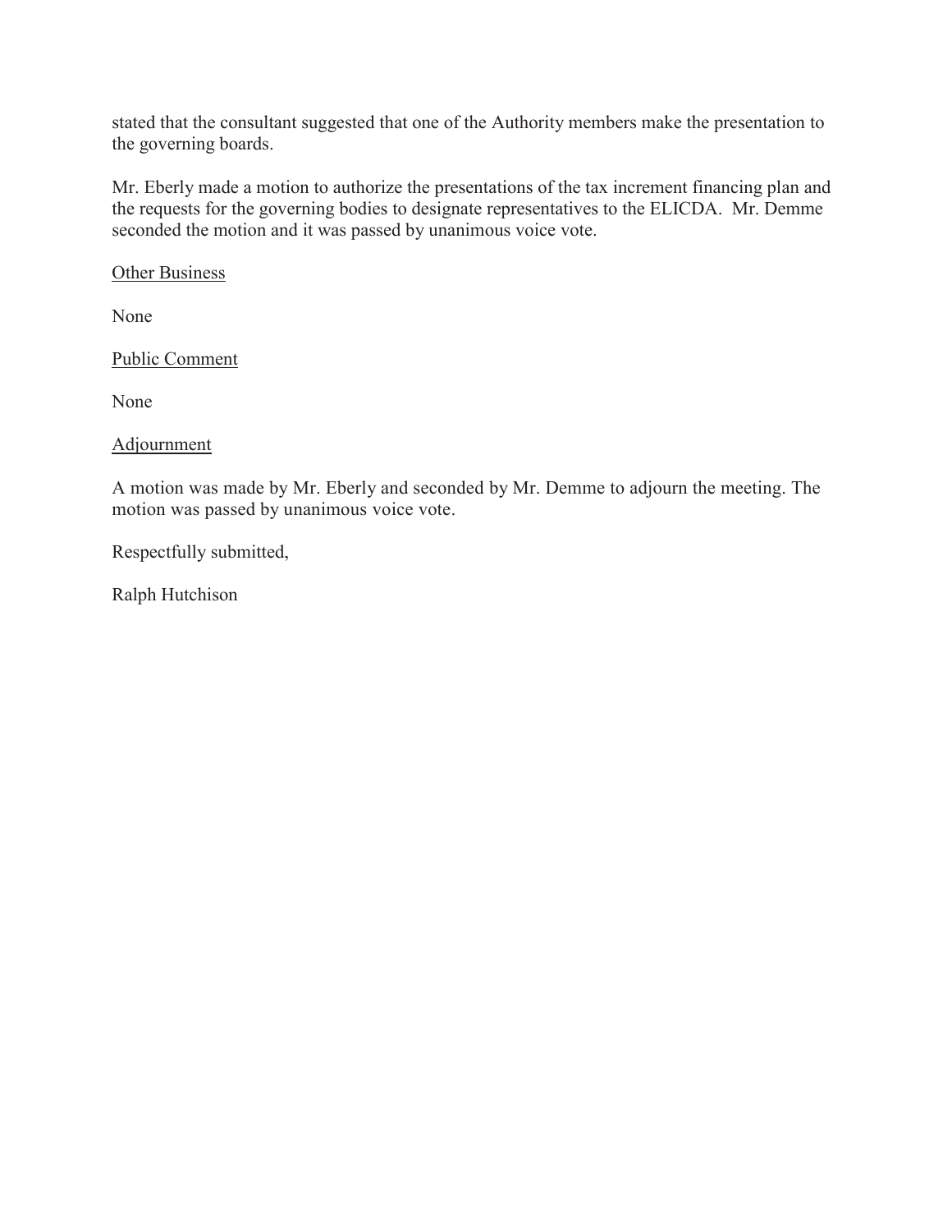stated that the consultant suggested that one of the Authority members make the presentation to the governing boards.

Mr. Eberly made a motion to authorize the presentations of the tax increment financing plan and the requests for the governing bodies to designate representatives to the ELICDA. Mr. Demme seconded the motion and it was passed by unanimous voice vote.

<u>Other Business</u>

None

<u>Public Comment</u>

None

<u>Adjournment</u>

A motion was made by Mr. Eberly and seconded by Mr. Demme to adjourn the meeting. The motion was passed by unanimous voice vote.

Respectfully submitted,

Ralph Hutchison